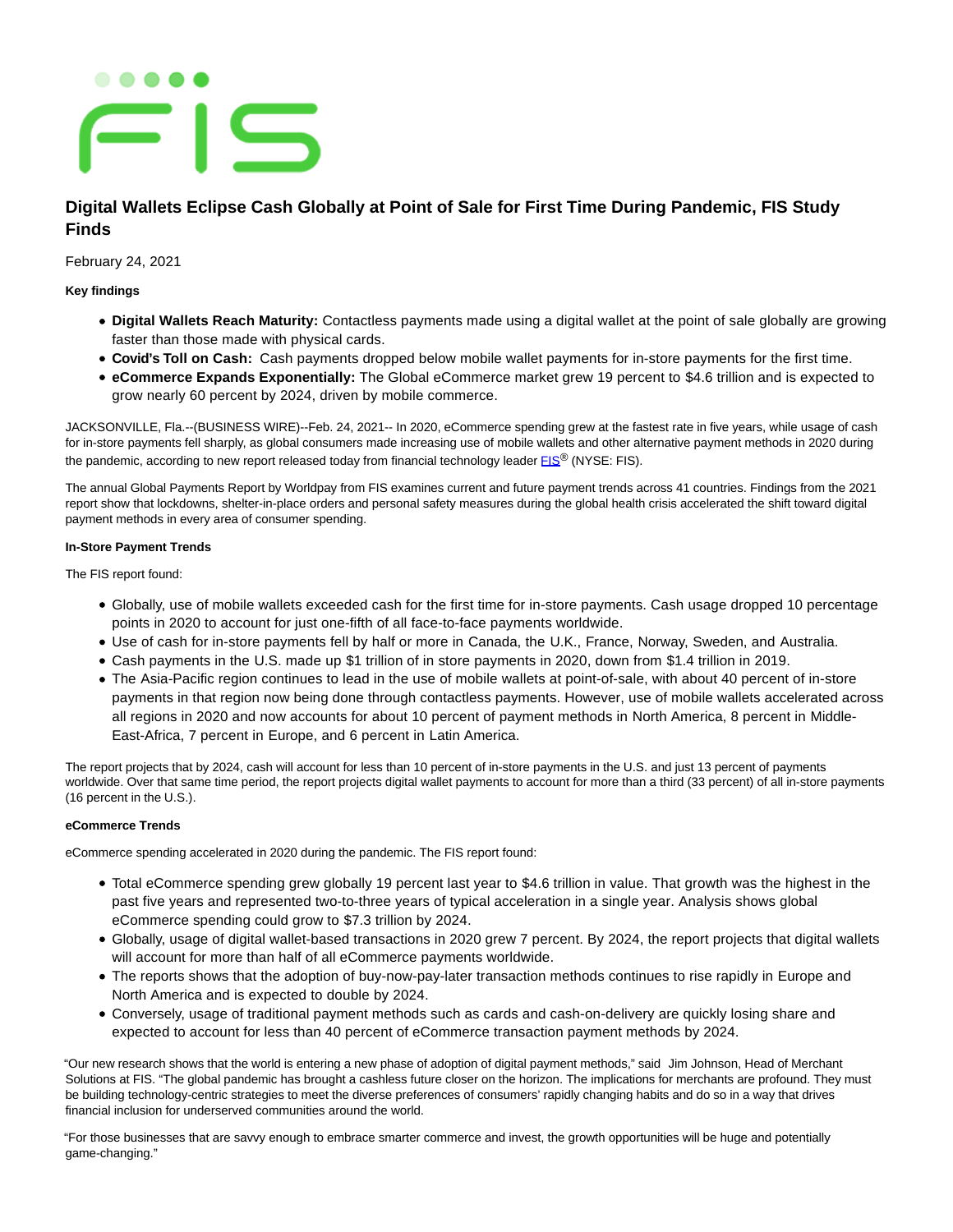# Digital Wallets Eclipse Cash Globally at Point of Sale for First Time During Pandemic, FIS Study Finds

February 24, 2021

**Key findings**

- **Digital Wallets Reach Maturity:** Contactless payments made using a digital wallet at the point of sale globally are growing faster than those made with physical cards.
- **Covid's Toll on Cash:** Cash payments dropped below mobile wallet payments for in-store payments for the first time.
- **eCommerce Expands Exponentially:** The Global eCommerce market grew 19 percent to $4.6 trillion and is expected to grow nearly 60 percent by 2024, driven by mobile commerce.

JACKSONVILLE, Fla.--(BUSINESS WIRE)--Feb. 24, 2021-- In 2020, eCommerce spending grew at the fastest rate in five years, while usage of cash for in-store payments fell sharply, as global consumers made increasing use of mobile wallets and other alternative payment methods in 2020 during the pandemic, according to new report released today from financial technology leader FIS® (NYSE: FIS).

The annual Global Payments Report by Worldpay from FIS examines current and future payment trends across 41 countries. Findings from the 2021 report show that lockdowns, shelter-in-place orders and personal safety measures during the global health crisis accelerated the shift toward digital payment methods in every area of consumer spending.

**In-Store Payment Trends**

The FIS report found:

- Globally, use of mobile wallets exceeded cash for the first time for in-store payments. Cash usage dropped 10 percentage points in 2020 to account for just one-fifth of all face-to-face payments worldwide.
- Use of cash for in-store payments fell by half or more in Canada, the U.K., France, Norway, Sweden, and Australia.
- Cash payments in the U.S. made up $1 trillion of in store payments in 2020, down from $1.4 trillion in 2019.
- The Asia-Pacific region continues to lead in the use of mobile wallets at point-of-sale, with about 40 percent of in-store payments in that region now being done through contactless payments. However, use of mobile wallets accelerated across all regions in 2020 and now accounts for about 10 percent of payment methods in North America, 8 percent in Middle-East-Africa, 7 percent in Europe, and 6 percent in Latin America.

The report projects that by 2024, cash will account for less than 10 percent of in-store payments in the U.S. and just 13 percent of payments worldwide. Over that same time period, the report projects digital wallet payments to account for more than a third (33 percent) of all in-store payments (16 percent in the U.S.).

**eCommerce Trends**

eCommerce spending accelerated in 2020 during the pandemic. The FIS report found:

- Total eCommerce spending grew globally 19 percent last year to $4.6 trillion in value. That growth was the highest in the past five years and represented two-to-three years of typical acceleration in a single year. Analysis shows global eCommerce spending could grow to $7.3 trillion by 2024.
- Globally, usage of digital wallet-based transactions in 2020 grew 7 percent. By 2024, the report projects that digital wallets will account for more than half of all eCommerce payments worldwide.
- The reports shows that the adoption of buy-now-pay-later transaction methods continues to rise rapidly in Europe and North America and is expected to double by 2024.
- Conversely, usage of traditional payment methods such as cards and cash-on-delivery are quickly losing share and expected to account for less than 40 percent of eCommerce transaction payment methods by 2024.

"Our new research shows that the world is entering a new phase of adoption of digital payment methods," said Jim Johnson, Head of Merchant Solutions at FIS. "The global pandemic has brought a cashless future closer on the horizon. The implications for merchants are profound. They must be building technology-centric strategies to meet the diverse preferences of consumers' rapidly changing habits and do so in a way that drives financial inclusion for underserved communities around the world.

"For those businesses that are savvy enough to embrace smarter commerce and invest, the growth opportunities will be huge and potentially game-changing."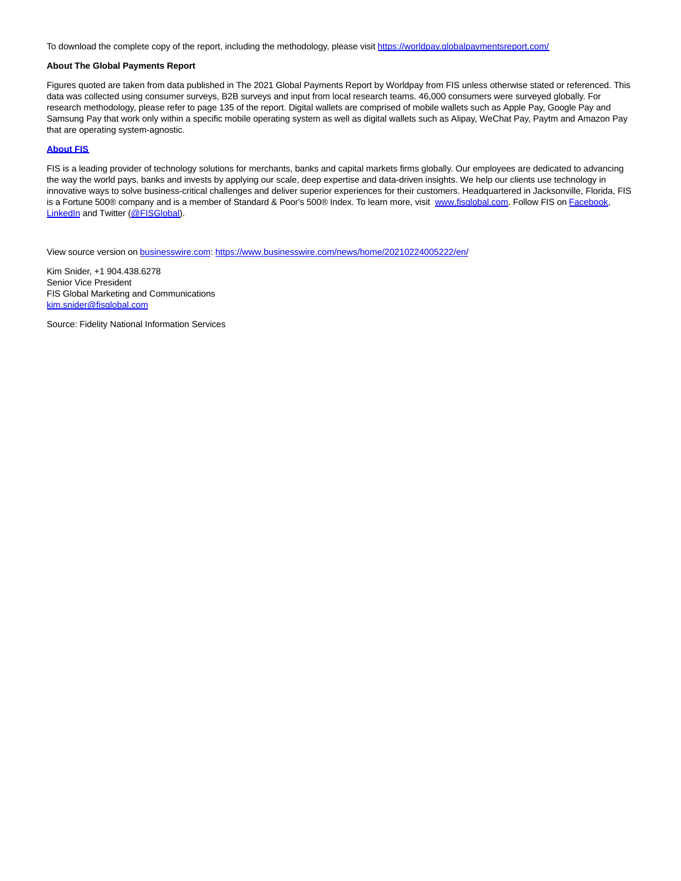To download the complete copy of the report, including the methodology, please visit https://worldpay.globalpaymentsreport.com/

**About The Global Payments Report**

Figures quoted are taken from data published in The 2021 Global Payments Report by Worldpay from FIS unless otherwise stated or referenced. This data was collected using consumer surveys, B2B surveys and input from local research teams. 46,000 consumers were surveyed globally. For research methodology, please refer to page 135 of the report. Digital wallets are comprised of mobile wallets such as Apple Pay, Google Pay and Samsung Pay that work only within a specific mobile operating system as well as digital wallets such as Alipay, WeChat Pay, Paytm and Amazon Pay that are operating system-agnostic.

**About FIS**

FIS is a leading provider of technology solutions for merchants, banks and capital markets firms globally. Our employees are dedicated to advancing the way the world pays, banks and invests by applying our scale, deep expertise and data-driven insights. We help our clients use technology in innovative ways to solve business-critical challenges and deliver superior experiences for their customers. Headquartered in Jacksonville, Florida, FIS is a Fortune 500® company and is a member of Standard & Poor's 500® Index. To learn more, visit www.fisglobal.com. Follow FIS on Facebook, LinkedIn and Twitter (@FISGlobal).

View source version on businesswire.com: https://www.businesswire.com/news/home/20210224005222/en/

Kim Snider, +1 904.438.6278
Senior Vice President
FIS Global Marketing and Communications
kim.snider@fisglobal.com

Source: Fidelity National Information Services